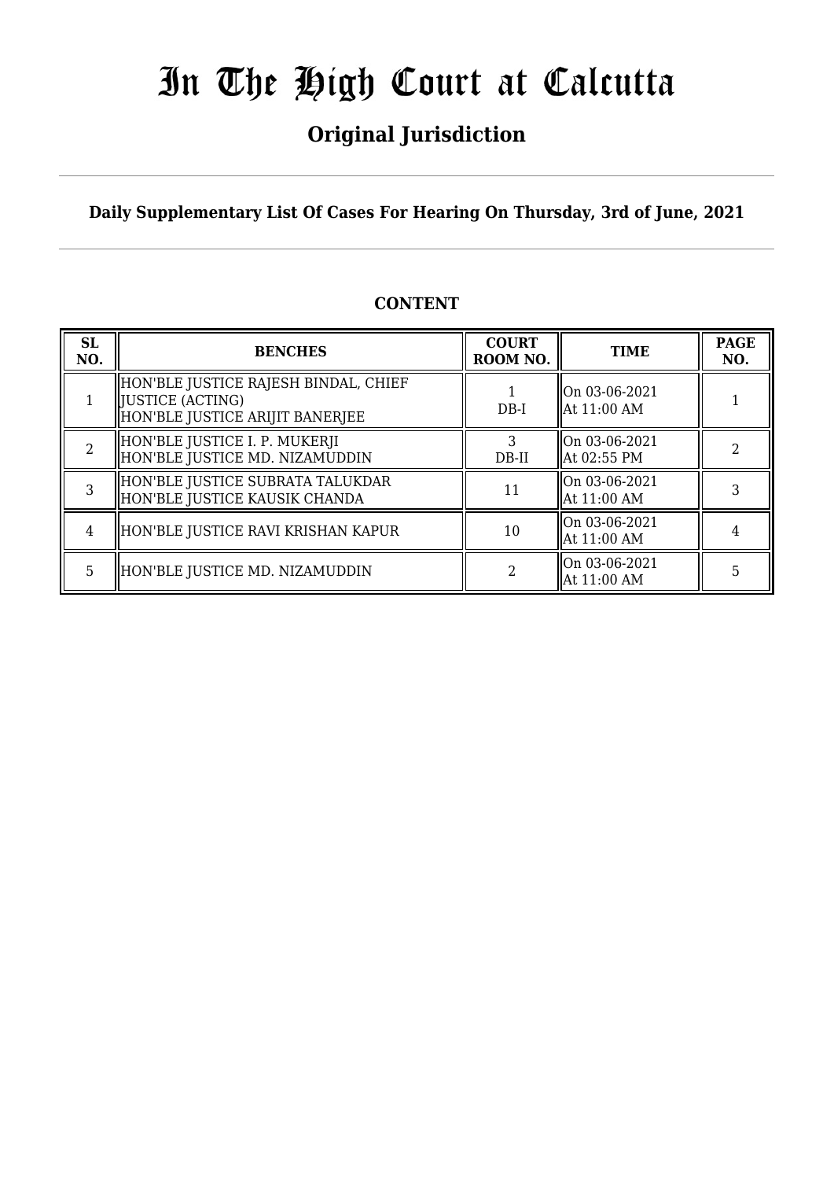# In The High Court at Calcutta

## Original Jurisdiction

**Daily Supplementary List Of Cases For Hearing On Thursday, 3rd of June, 2021**

### CONTENT

| SL NO. | BENCHES | COURT ROOM NO. | TIME | PAGE NO. |
|---|---|---|---|---|
| 1 | HON'BLE JUSTICE RAJESH BINDAL, CHIEF JUSTICE (ACTING)<br>HON'BLE JUSTICE ARIJIT BANERJEE | 1<br>DB-I | On 03-06-2021<br>At 11:00 AM | 1 |
| 2 | HON'BLE JUSTICE I. P. MUKERJI<br>HON'BLE JUSTICE MD. NIZAMUDDIN | 3<br>DB-II | On 03-06-2021<br>At 02:55 PM | 2 |
| 3 | HON'BLE JUSTICE SUBRATA TALUKDAR<br>HON'BLE JUSTICE KAUSIK CHANDA | 11 | On 03-06-2021<br>At 11:00 AM | 3 |
| 4 | HON'BLE JUSTICE RAVI KRISHAN KAPUR | 10 | On 03-06-2021<br>At 11:00 AM | 4 |
| 5 | HON'BLE JUSTICE MD. NIZAMUDDIN | 2 | On 03-06-2021<br>At 11:00 AM | 5 |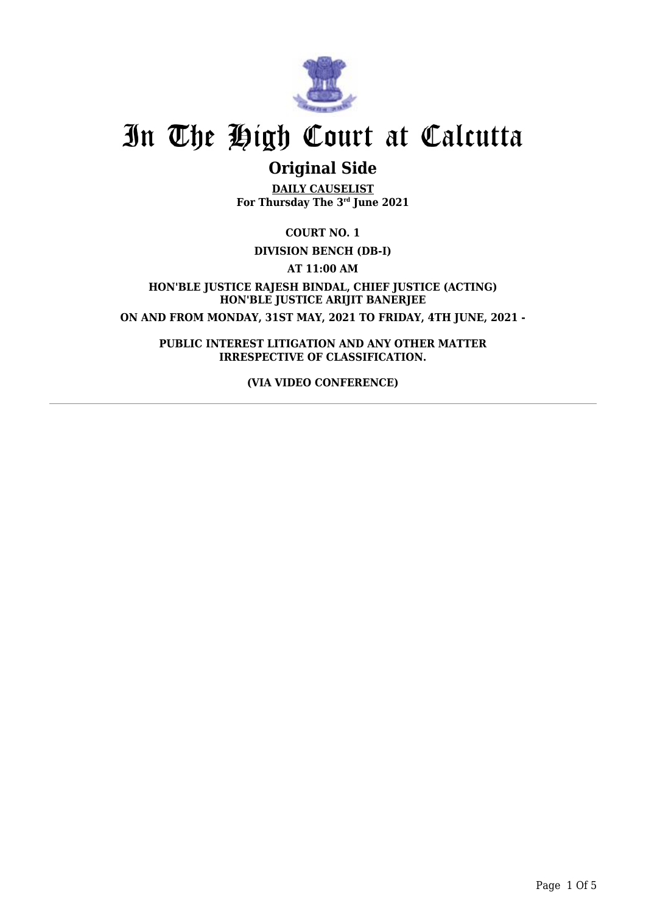# In The High Court at Calcutta

## Original Side

**DAILY CAUSELIST**
**For Thursday The 3rd June 2021**

**COURT NO. 1**

**DIVISION BENCH (DB-I)**

**AT 11:00 AM**

**HON'BLE JUSTICE RAJESH BINDAL, CHIEF JUSTICE (ACTING)**
**HON'BLE JUSTICE ARIJIT BANERJEE**

**ON AND FROM MONDAY, 31ST MAY, 2021 TO FRIDAY, 4TH JUNE, 2021 -**

**PUBLIC INTEREST LITIGATION AND ANY OTHER MATTER IRRESPECTIVE OF CLASSIFICATION.**

**(VIA VIDEO CONFERENCE)**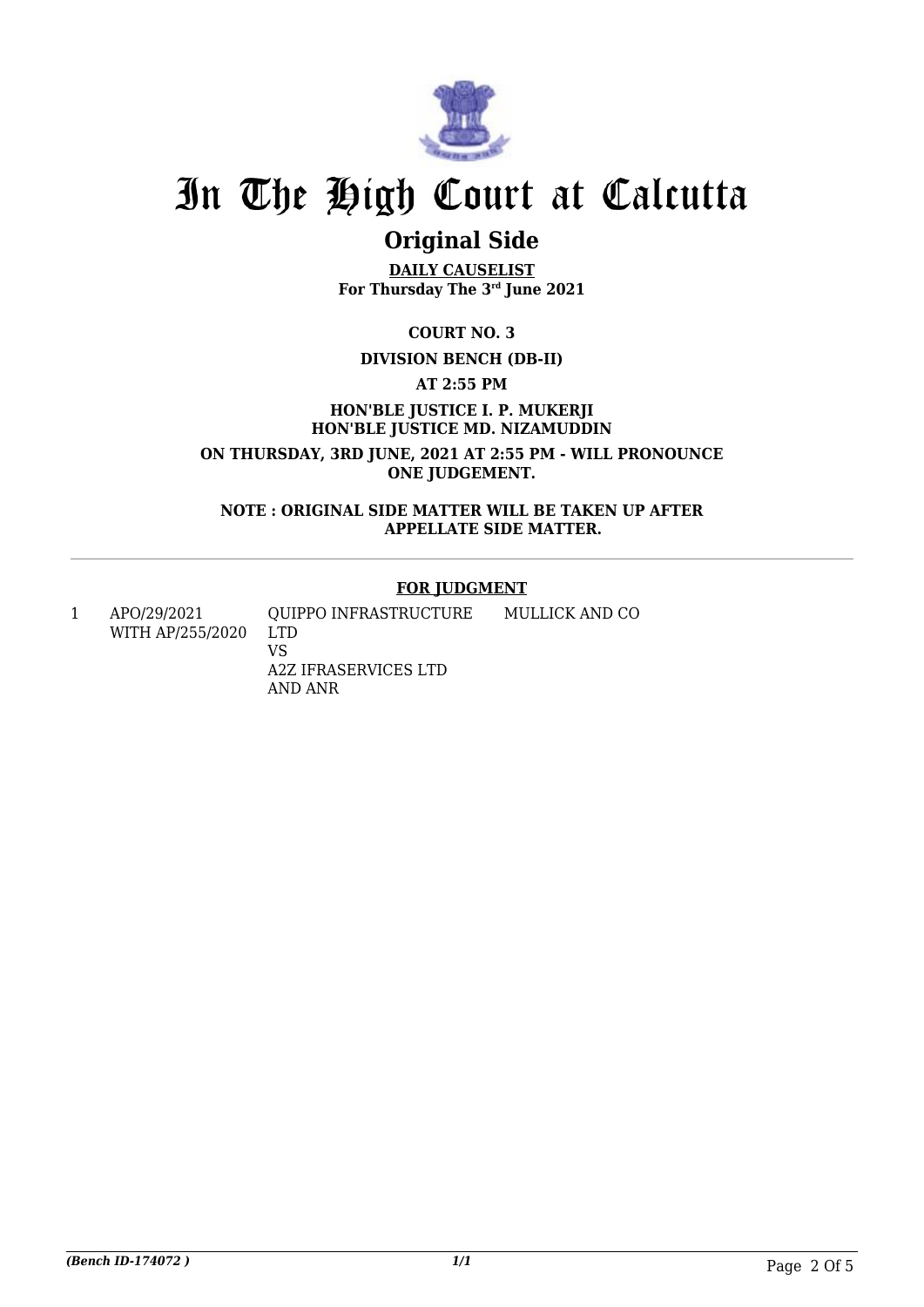# In The High Court at Calcutta

## Original Side

**DAILY CAUSELIST**
**For Thursday The 3rd June 2021**

**COURT NO. 3**

**DIVISION BENCH (DB-II)**

**AT 2:55 PM**

**HON'BLE JUSTICE I. P. MUKERJI**
**HON'BLE JUSTICE MD. NIZAMUDDIN**

**ON THURSDAY, 3RD JUNE, 2021 AT 2:55 PM - WILL PRONOUNCE ONE JUDGEMENT.**

**NOTE : ORIGINAL SIDE MATTER WILL BE TAKEN UP AFTER APPELLATE SIDE MATTER.**

---

**FOR JUDGMENT**

| | | | |
|---|---|---|---|
| 1 | APO/29/2021 WITH AP/255/2020 | QUIPPO INFRASTRUCTURE LTD VS A2Z IFRASERVICES LTD AND ANR | MULLICK AND CO |

*(Bench ID-174072 )*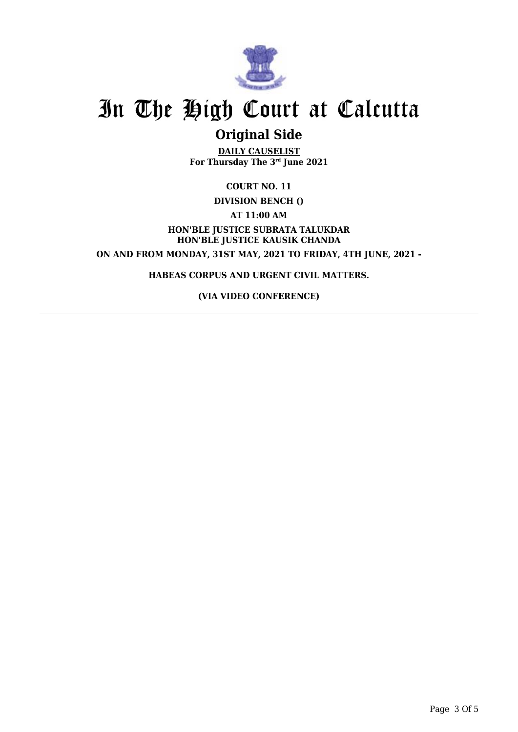# In The High Court at Calcutta

## Original Side

**DAILY CAUSELIST**
**For Thursday The 3rd June 2021**

**COURT NO. 11**

**DIVISION BENCH ()**

**AT 11:00 AM**

**HON'BLE JUSTICE SUBRATA TALUKDAR**
**HON'BLE JUSTICE KAUSIK CHANDA**

**ON AND FROM MONDAY, 31ST MAY, 2021 TO FRIDAY, 4TH JUNE, 2021 -**

**HABEAS CORPUS AND URGENT CIVIL MATTERS.**

**(VIA VIDEO CONFERENCE)**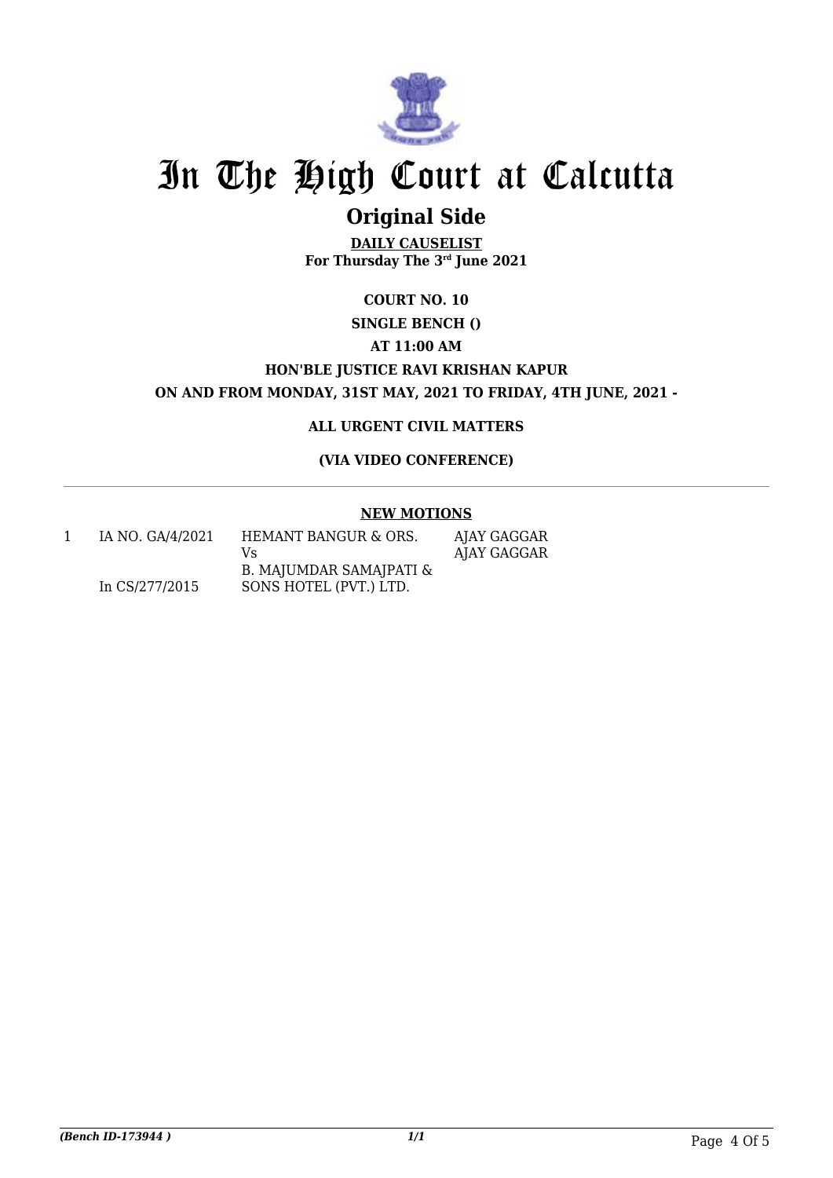# In The High Court at Calcutta

## Original Side

**DAILY CAUSELIST**
**For Thursday The 3rd June 2021**

**COURT NO. 10**

**SINGLE BENCH ()**

**AT 11:00 AM**

**HON'BLE JUSTICE RAVI KRISHAN KAPUR**

**ON AND FROM MONDAY, 31ST MAY, 2021 TO FRIDAY, 4TH JUNE, 2021 -**

**ALL URGENT CIVIL MATTERS**

**(VIA VIDEO CONFERENCE)**

---

**NEW MOTIONS**

| | | | |
|---|---|---|---|
| 1 | IA NO. GA/4/2021<br><br>In CS/277/2015 | HEMANT BANGUR & ORS.<br>Vs<br>B. MAJUMDAR SAMAJPATI & SONS HOTEL (PVT.) LTD. | AJAY GAGGAR<br>AJAY GAGGAR |

*(Bench ID-173944 )*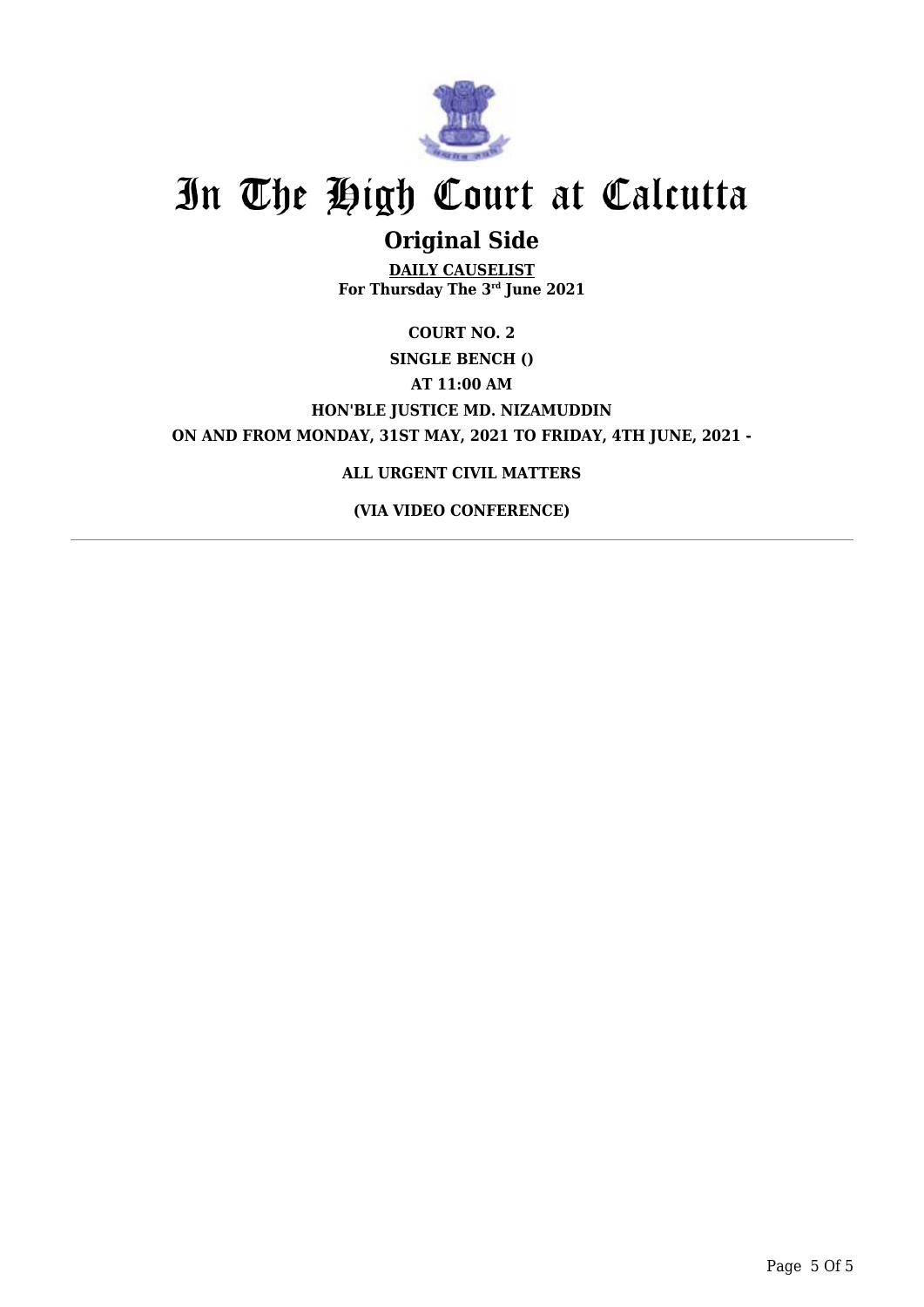# In The High Court at Calcutta

## Original Side

**DAILY CAUSELIST**
**For Thursday The 3rd June 2021**

**COURT NO. 2**

**SINGLE BENCH ()**

**AT 11:00 AM**

**HON'BLE JUSTICE MD. NIZAMUDDIN**

**ON AND FROM MONDAY, 31ST MAY, 2021 TO FRIDAY, 4TH JUNE, 2021 -**

**ALL URGENT CIVIL MATTERS**

**(VIA VIDEO CONFERENCE)**

---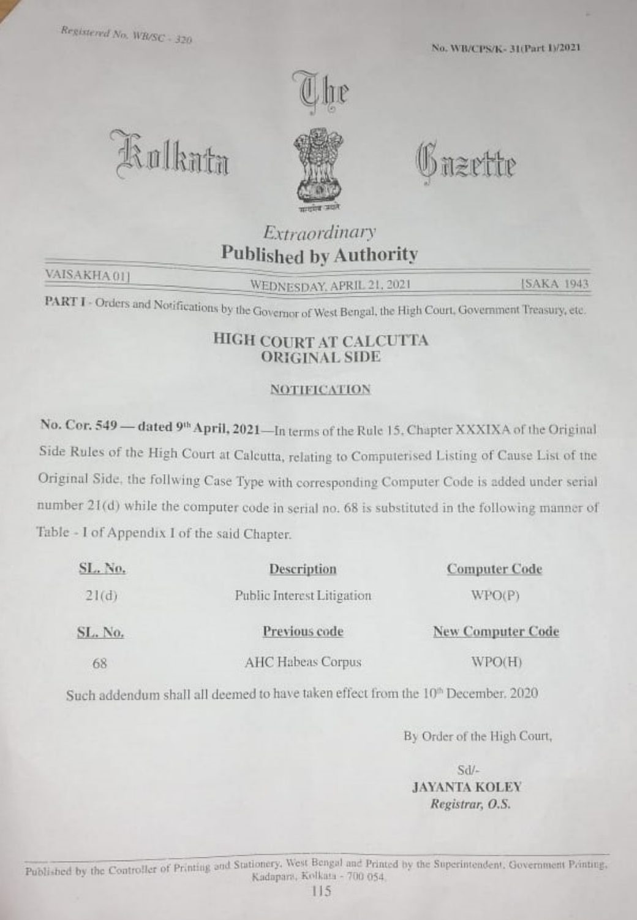Registered No. WB/SC - 320

No. WB/CPS/K- 31(Part I)/2021

# The Kolkata Gazette

*Extraordinary*

**Published by Authority**

VAISAKHA 01] WEDNESDAY, APRIL 21, 2021 [SAKA 1943

**PART I** - Orders and Notifications by the Governor of West Bengal, the High Court, Government Treasury, etc.

## HIGH COURT AT CALCUTTA
## ORIGINAL SIDE

### NOTIFICATION

**No. Cor. 549 — dated 9th April, 2021**—In terms of the Rule 15, Chapter XXXIXA of the Original Side Rules of the High Court at Calcutta, relating to Computerised Listing of Cause List of the Original Side, the follwing Case Type with corresponding Computer Code is added under serial number 21(d) while the computer code in serial no. 68 is substituted in the following manner of Table - I of Appendix I of the said Chapter.

| SL. No. | Description | Computer Code |
|---|---|---|
| 21(d) | Public Interest Litigation | WPO(P) |

| SL. No. | Previous code | New Computer Code |
|---|---|---|
| 68 | AHC Habeas Corpus | WPO(H) |

Such addendum shall all deemed to have taken effect from the 10th December, 2020

By Order of the High Court,

Sd/-
**JAYANTA KOLEY**
*Registrar, O.S.*

Published by the Controller of Printing and Stationery, West Bengal and Printed by the Superintendent, Government Printing, Kadapara, Kolkata - 700 054.